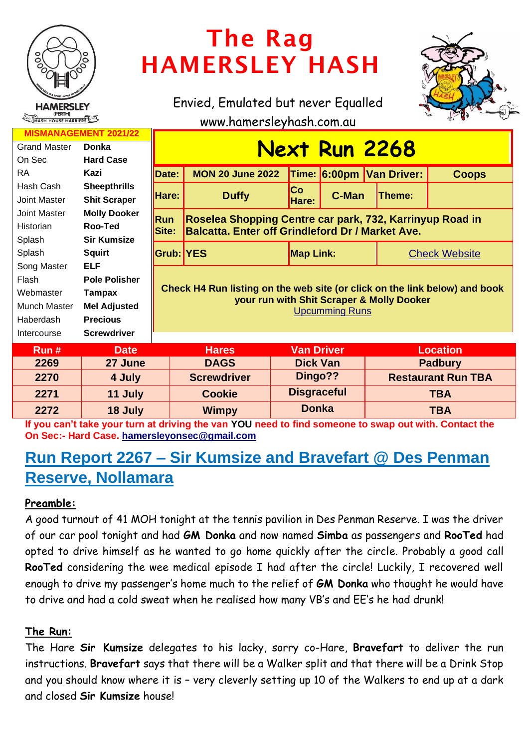# The Rag
# HAMERSLEY HASH

Envied, Emulated but never Equalled

www.hamersleyhash.com.au

HAMERSLEY (PERTH) HASH HOUSE HARRIERS

| MISMANAGEMENT 2021/22 | |
|---|---|
| Grand Master | **Donka** |
| On Sec | **Hard Case** |
| RA | **Kazi** |
| Hash Cash | **Sheepthrills** |
| Joint Master | **Shit Scraper** |
| Joint Master | **Molly Dooker** |
| Historian | **Roo-Ted** |
| Splash | **Sir Kumsize** |
| Splash | **Squirt** |
| Song Master | **ELF** |
| Flash | **Pole Polisher** |
| Webmaster | **Tampax** |
| Munch Master | **Mel Adjusted** |
| Haberdash | **Precious** |
| Intercourse | **Screwdriver** |

## Next Run 2268

| | | | | | |
|---|---|---|---|---|---|
| **Date:** | **MON 20 June 2022** | **Time:** | **6:00pm** | **Van Driver:** | **Coops** |
| **Hare:** | **Duffy** | **Co Hare:** | **C-Man** | **Theme:** | |
| **Run Site:** | **Roselea Shopping Centre car park, 732, Karrinyup Road in Balcatta. Enter off Grindleford Dr / Market Ave.** | | | | |
| **Grub:** | **YES** | **Map Link:** | | Check Website | |

**Check H4 Run listing on the web site (or click on the link below) and book your run with Shit Scraper & Molly Dooker**

Upcumming Runs

| Run # | Date | Hares | Van Driver | Location |
|---|---|---|---|---|
| 2269 | 27 June | DAGS | Dick Van | Padbury |
| 2270 | 4 July | Screwdriver | Dingo?? | Restaurant Run TBA |
| 2271 | 11 July | Cookie | Disgraceful | TBA |
| 2272 | 18 July | Wimpy | Donka | TBA |

**If you can't take your turn at driving the van YOU need to find someone to swap out with. Contact the On Sec:- Hard Case. hamersleyonsec@gmail.com**

## Run Report 2267 – Sir Kumsize and Bravefart @ Des Penman Reserve, Nollamara

**Preamble:**

A good turnout of 41 MOH tonight at the tennis pavilion in Des Penman Reserve. I was the driver of our car pool tonight and had **GM Donka** and now named **Simba** as passengers and **RooTed** had opted to drive himself as he wanted to go home quickly after the circle. Probably a good call **RooTed** considering the wee medical episode I had after the circle! Luckily, I recovered well enough to drive my passenger's home much to the relief of **GM Donka** who thought he would have to drive and had a cold sweat when he realised how many VB's and EE's he had drunk!

**The Run:**

The Hare **Sir Kumsize** delegates to his lacky, sorry co-Hare, **Bravefart** to deliver the run instructions. **Bravefart** says that there will be a Walker split and that there will be a Drink Stop and you should know where it is – very cleverly setting up 10 of the Walkers to end up at a dark and closed **Sir Kumsize** house!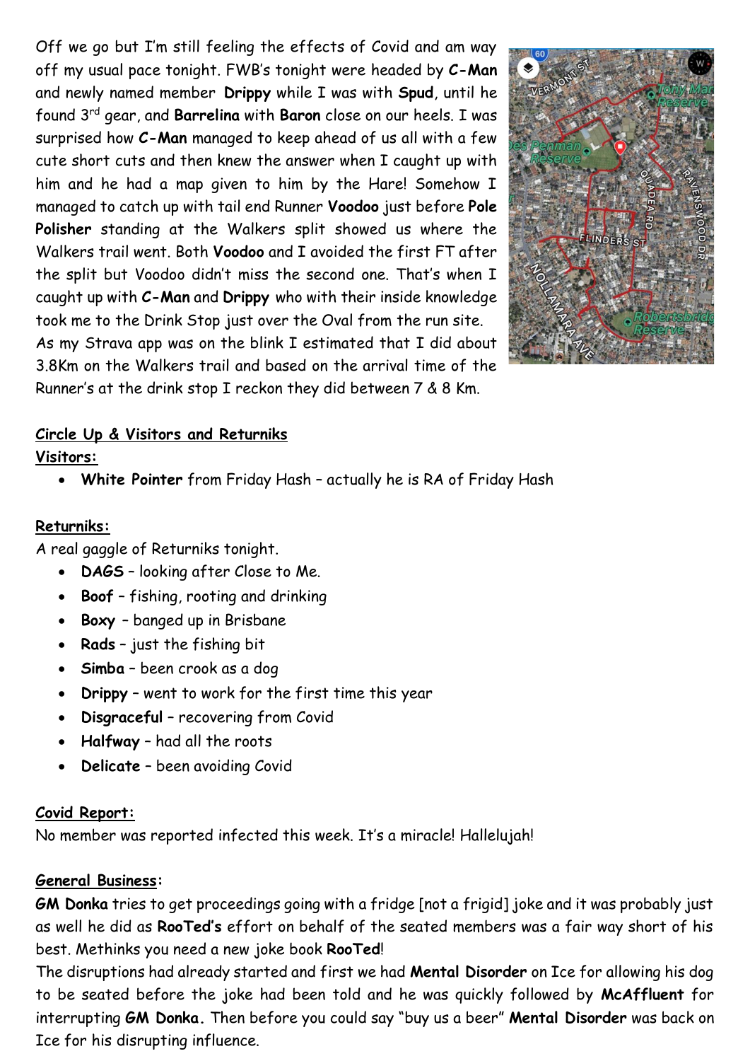Off we go but I'm still feeling the effects of Covid and am way off my usual pace tonight. FWB's tonight were headed by **C-Man** and newly named member **Drippy** while I was with **Spud**, until he found 3rd gear, and **Barrelina** with **Baron** close on our heels. I was surprised how **C-Man** managed to keep ahead of us all with a few cute short cuts and then knew the answer when I caught up with him and he had a map given to him by the Hare! Somehow I managed to catch up with tail end Runner **Voodoo** just before **Pole Polisher** standing at the Walkers split showed us where the Walkers trail went. Both **Voodoo** and I avoided the first FT after the split but Voodoo didn't miss the second one. That's when I caught up with **C-Man** and **Drippy** who with their inside knowledge took me to the Drink Stop just over the Oval from the run site. As my Strava app was on the blink I estimated that I did about 3.8Km on the Walkers trail and based on the arrival time of the Runner's at the drink stop I reckon they did between 7 & 8 Km.

**Circle Up & Visitors and Returniks**

**Visitors:**

- **White Pointer** from Friday Hash – actually he is RA of Friday Hash

**Returniks:**

A real gaggle of Returniks tonight.

- **DAGS** – looking after Close to Me.
- **Boof** – fishing, rooting and drinking
- **Boxy** – banged up in Brisbane
- **Rads** – just the fishing bit
- **Simba** – been crook as a dog
- **Drippy** – went to work for the first time this year
- **Disgraceful** – recovering from Covid
- **Halfway** – had all the roots
- **Delicate** – been avoiding Covid

**Covid Report:**

No member was reported infected this week. It's a miracle! Hallelujah!

**General Business:**

**GM Donka** tries to get proceedings going with a fridge [not a frigid] joke and it was probably just as well he did as **RooTed's** effort on behalf of the seated members was a fair way short of his best. Methinks you need a new joke book **RooTed**!

The disruptions had already started and first we had **Mental Disorder** on Ice for allowing his dog to be seated before the joke had been told and he was quickly followed by **McAffluent** for interrupting **GM Donka.** Then before you could say "buy us a beer" **Mental Disorder** was back on Ice for his disrupting influence.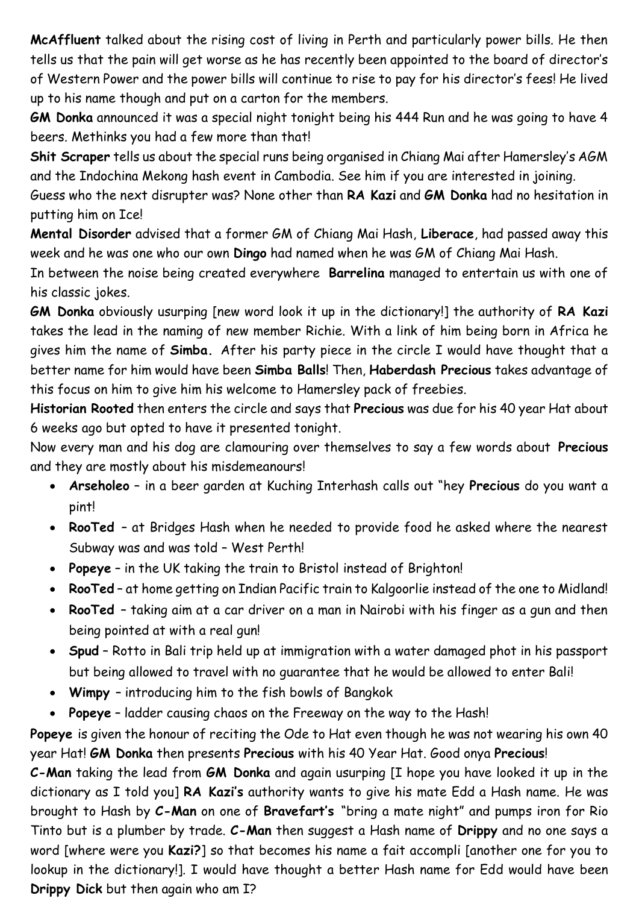**McAffluent** talked about the rising cost of living in Perth and particularly power bills. He then tells us that the pain will get worse as he has recently been appointed to the board of director's of Western Power and the power bills will continue to rise to pay for his director's fees! He lived up to his name though and put on a carton for the members.

**GM Donka** announced it was a special night tonight being his 444 Run and he was going to have 4 beers. Methinks you had a few more than that!

**Shit Scraper** tells us about the special runs being organised in Chiang Mai after Hamersley's AGM and the Indochina Mekong hash event in Cambodia. See him if you are interested in joining.

Guess who the next disrupter was? None other than **RA Kazi** and **GM Donka** had no hesitation in putting him on Ice!

**Mental Disorder** advised that a former GM of Chiang Mai Hash, **Liberace**, had passed away this week and he was one who our own **Dingo** had named when he was GM of Chiang Mai Hash.

In between the noise being created everywhere **Barrelina** managed to entertain us with one of his classic jokes.

**GM Donka** obviously usurping [new word look it up in the dictionary!] the authority of **RA Kazi** takes the lead in the naming of new member Richie. With a link of him being born in Africa he gives him the name of **Simba.** After his party piece in the circle I would have thought that a better name for him would have been **Simba Balls**! Then, **Haberdash Precious** takes advantage of this focus on him to give him his welcome to Hamersley pack of freebies.

**Historian Rooted** then enters the circle and says that **Precious** was due for his 40 year Hat about 6 weeks ago but opted to have it presented tonight.

Now every man and his dog are clamouring over themselves to say a few words about **Precious** and they are mostly about his misdemeanours!

- **Arseholeo** – in a beer garden at Kuching Interhash calls out "hey **Precious** do you want a pint!
- **RooTed** – at Bridges Hash when he needed to provide food he asked where the nearest Subway was and was told – West Perth!
- **Popeye** – in the UK taking the train to Bristol instead of Brighton!
- **RooTed** – at home getting on Indian Pacific train to Kalgoorlie instead of the one to Midland!
- **RooTed** – taking aim at a car driver on a man in Nairobi with his finger as a gun and then being pointed at with a real gun!
- **Spud** – Rotto in Bali trip held up at immigration with a water damaged phot in his passport but being allowed to travel with no guarantee that he would be allowed to enter Bali!
- **Wimpy** – introducing him to the fish bowls of Bangkok
- **Popeye** – ladder causing chaos on the Freeway on the way to the Hash!

**Popeye** is given the honour of reciting the Ode to Hat even though he was not wearing his own 40 year Hat! **GM Donka** then presents **Precious** with his 40 Year Hat. Good onya **Precious**!

**C-Man** taking the lead from **GM Donka** and again usurping [I hope you have looked it up in the dictionary as I told you] **RA Kazi's** authority wants to give his mate Edd a Hash name. He was brought to Hash by **C-Man** on one of **Bravefart's** "bring a mate night" and pumps iron for Rio Tinto but is a plumber by trade. **C-Man** then suggest a Hash name of **Drippy** and no one says a word [where were you **Kazi?**] so that becomes his name a fait accompli [another one for you to lookup in the dictionary!]. I would have thought a better Hash name for Edd would have been **Drippy Dick** but then again who am I?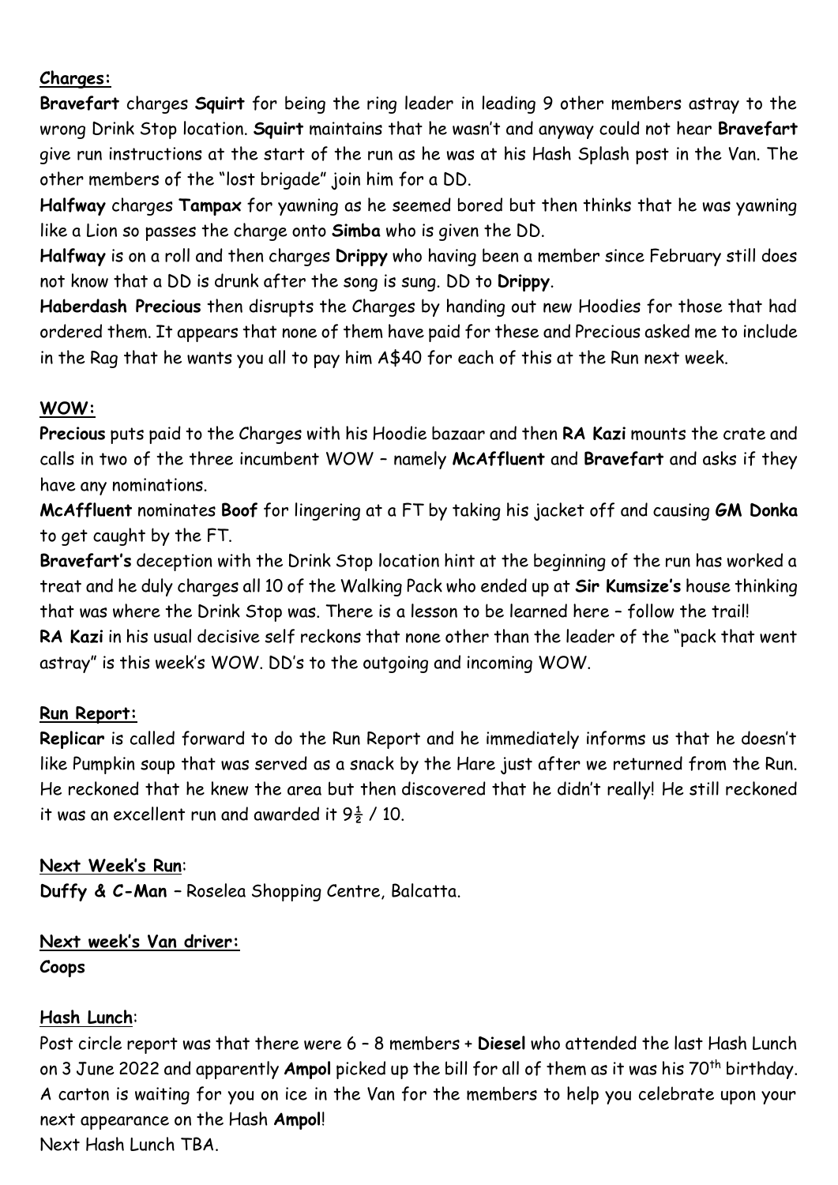**Charges:**

**Bravefart** charges **Squirt** for being the ring leader in leading 9 other members astray to the wrong Drink Stop location. **Squirt** maintains that he wasn't and anyway could not hear **Bravefart** give run instructions at the start of the run as he was at his Hash Splash post in the Van. The other members of the "lost brigade" join him for a DD.

**Halfway** charges **Tampax** for yawning as he seemed bored but then thinks that he was yawning like a Lion so passes the charge onto **Simba** who is given the DD.

**Halfway** is on a roll and then charges **Drippy** who having been a member since February still does not know that a DD is drunk after the song is sung. DD to **Drippy**.

**Haberdash Precious** then disrupts the Charges by handing out new Hoodies for those that had ordered them. It appears that none of them have paid for these and Precious asked me to include in the Rag that he wants you all to pay him A$40 for each of this at the Run next week.

**WOW:**

**Precious** puts paid to the Charges with his Hoodie bazaar and then **RA Kazi** mounts the crate and calls in two of the three incumbent WOW – namely **McAffluent** and **Bravefart** and asks if they have any nominations.

**McAffluent** nominates **Boof** for lingering at a FT by taking his jacket off and causing **GM Donka** to get caught by the FT.

**Bravefart's** deception with the Drink Stop location hint at the beginning of the run has worked a treat and he duly charges all 10 of the Walking Pack who ended up at **Sir Kumsize's** house thinking that was where the Drink Stop was. There is a lesson to be learned here – follow the trail!

**RA Kazi** in his usual decisive self reckons that none other than the leader of the "pack that went astray" is this week's WOW. DD's to the outgoing and incoming WOW.

**Run Report:**

**Replicar** is called forward to do the Run Report and he immediately informs us that he doesn't like Pumpkin soup that was served as a snack by the Hare just after we returned from the Run. He reckoned that he knew the area but then discovered that he didn't really! He still reckoned it was an excellent run and awarded it 9½ / 10.

**Next Week's Run**:

**Duffy & C-Man** – Roselea Shopping Centre, Balcatta.

**Next week's Van driver:**

**Coops**

**Hash Lunch**:

Post circle report was that there were 6 – 8 members + **Diesel** who attended the last Hash Lunch on 3 June 2022 and apparently **Ampol** picked up the bill for all of them as it was his 70th birthday. A carton is waiting for you on ice in the Van for the members to help you celebrate upon your next appearance on the Hash **Ampol**!

Next Hash Lunch TBA.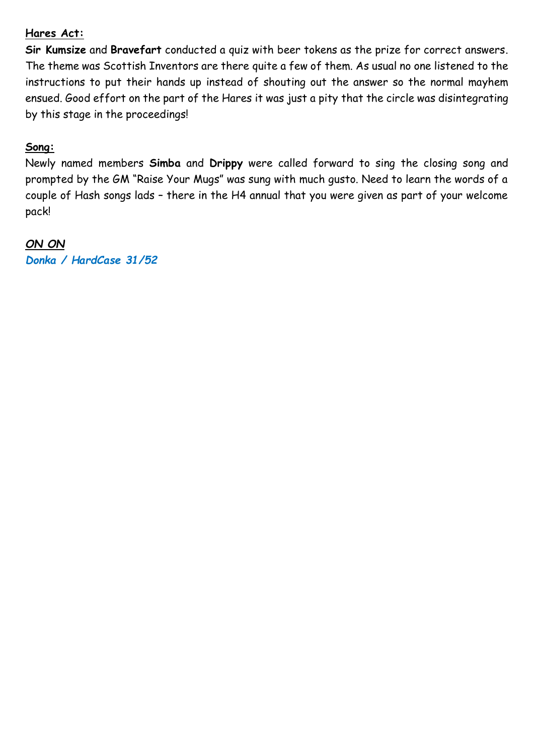**<u>Hares Act:</u>**

**Sir Kumsize** and **Bravefart** conducted a quiz with beer tokens as the prize for correct answers. The theme was Scottish Inventors are there quite a few of them. As usual no one listened to the instructions to put their hands up instead of shouting out the answer so the normal mayhem ensued. Good effort on the part of the Hares it was just a pity that the circle was disintegrating by this stage in the proceedings!

**<u>Song:</u>**

Newly named members **Simba** and **Drippy** were called forward to sing the closing song and prompted by the GM "Raise Your Mugs" was sung with much gusto. Need to learn the words of a couple of Hash songs lads – there in the H4 annual that you were given as part of your welcome pack!

***<u>ON ON</u>***

***Donka / HardCase 31/52***